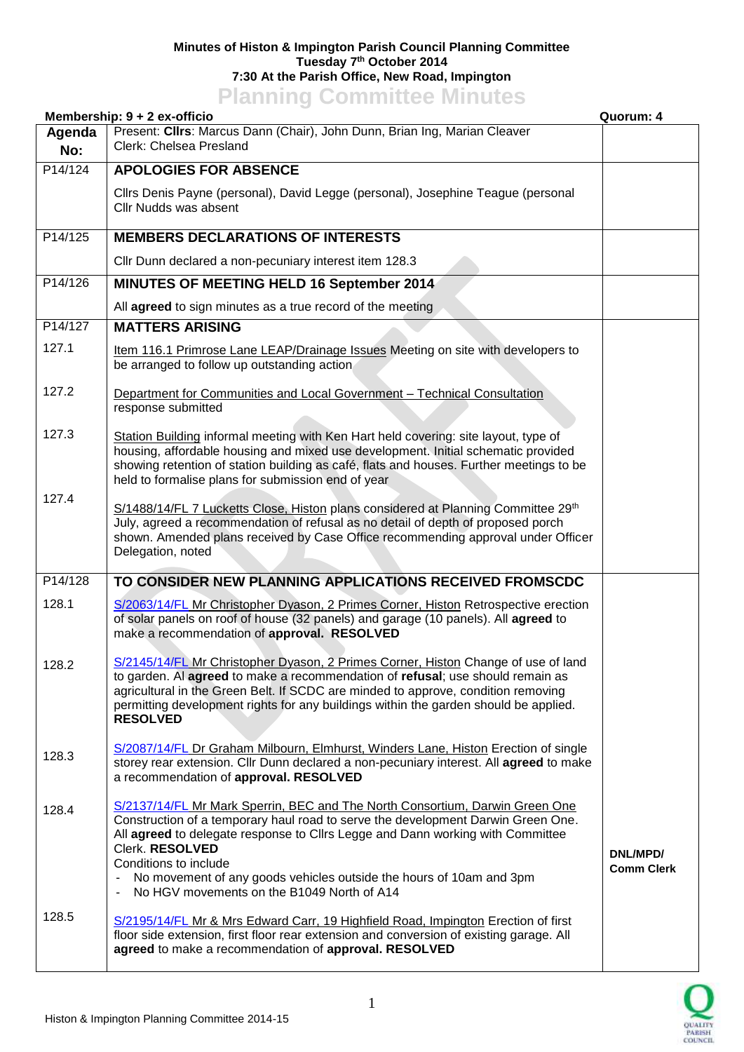**Minutes of Histon & Impington Parish Council Planning Committee**
**Tuesday 7th October 2014**
**7:30 At the Parish Office, New Road, Impington**

# Planning Committee Minutes

**Membership: 9 + 2 ex-officio** **Quorum: 4**

| Agenda No: | Present: **Cllrs**: Marcus Dann (Chair), John Dunn, Brian Ing, Marian Cleaver<br>Clerk: Chelsea Presland | |
|---|---|---|
| P14/124 | **APOLOGIES FOR ABSENCE**<br>Cllrs Denis Payne (personal), David Legge (personal), Josephine Teague (personal<br>Cllr Nudds was absent | |
| P14/125 | **MEMBERS DECLARATIONS OF INTERESTS**<br>Cllr Dunn declared a non-pecuniary interest item 128.3 | |
| P14/126 | **MINUTES OF MEETING HELD 16 September 2014**<br>All **agreed** to sign minutes as a true record of the meeting | |
| P14/127 | **MATTERS ARISING** | |
| 127.1 | Item 116.1 Primrose Lane LEAP/Drainage Issues Meeting on site with developers to be arranged to follow up outstanding action | |
| 127.2 | Department for Communities and Local Government – Technical Consultation response submitted | |
| 127.3 | Station Building informal meeting with Ken Hart held covering: site layout, type of housing, affordable housing and mixed use development. Initial schematic provided showing retention of station building as café, flats and houses. Further meetings to be held to formalise plans for submission end of year | |
| 127.4 | S/1488/14/FL 7 Lucketts Close, Histon plans considered at Planning Committee 29th July, agreed a recommendation of refusal as no detail of depth of proposed porch shown. Amended plans received by Case Office recommending approval under Officer Delegation, noted | |
| P14/128 | **TO CONSIDER NEW PLANNING APPLICATIONS RECEIVED FROMSCDC** | |
| 128.1 | S/2063/14/FL Mr Christopher Dyason, 2 Primes Corner, Histon Retrospective erection of solar panels on roof of house (32 panels) and garage (10 panels). All **agreed** to make a recommendation of **approval. RESOLVED** | |
| 128.2 | S/2145/14/FL Mr Christopher Dyason, 2 Primes Corner, Histon Change of use of land to garden. Al **agreed** to make a recommendation of **refusal**; use should remain as agricultural in the Green Belt. If SCDC are minded to approve, condition removing permitting development rights for any buildings within the garden should be applied. **RESOLVED** | |
| 128.3 | S/2087/14/FL Dr Graham Milbourn, Elmhurst, Winders Lane, Histon Erection of single storey rear extension. Cllr Dunn declared a non-pecuniary interest. All **agreed** to make a recommendation of **approval. RESOLVED** | |
| 128.4 | S/2137/14/FL Mr Mark Sperrin, BEC and The North Consortium, Darwin Green One Construction of a temporary haul road to serve the development Darwin Green One. All **agreed** to delegate response to Cllrs Legge and Dann working with Committee Clerk. **RESOLVED**<br>Conditions to include<br>- No movement of any goods vehicles outside the hours of 10am and 3pm<br>- No HGV movements on the B1049 North of A14 | **DNL/MPD/ Comm Clerk** |
| 128.5 | S/2195/14/FL Mr & Mrs Edward Carr, 19 Highfield Road, Impington Erection of first floor side extension, first floor rear extension and conversion of existing garage. All **agreed** to make a recommendation of **approval. RESOLVED** | |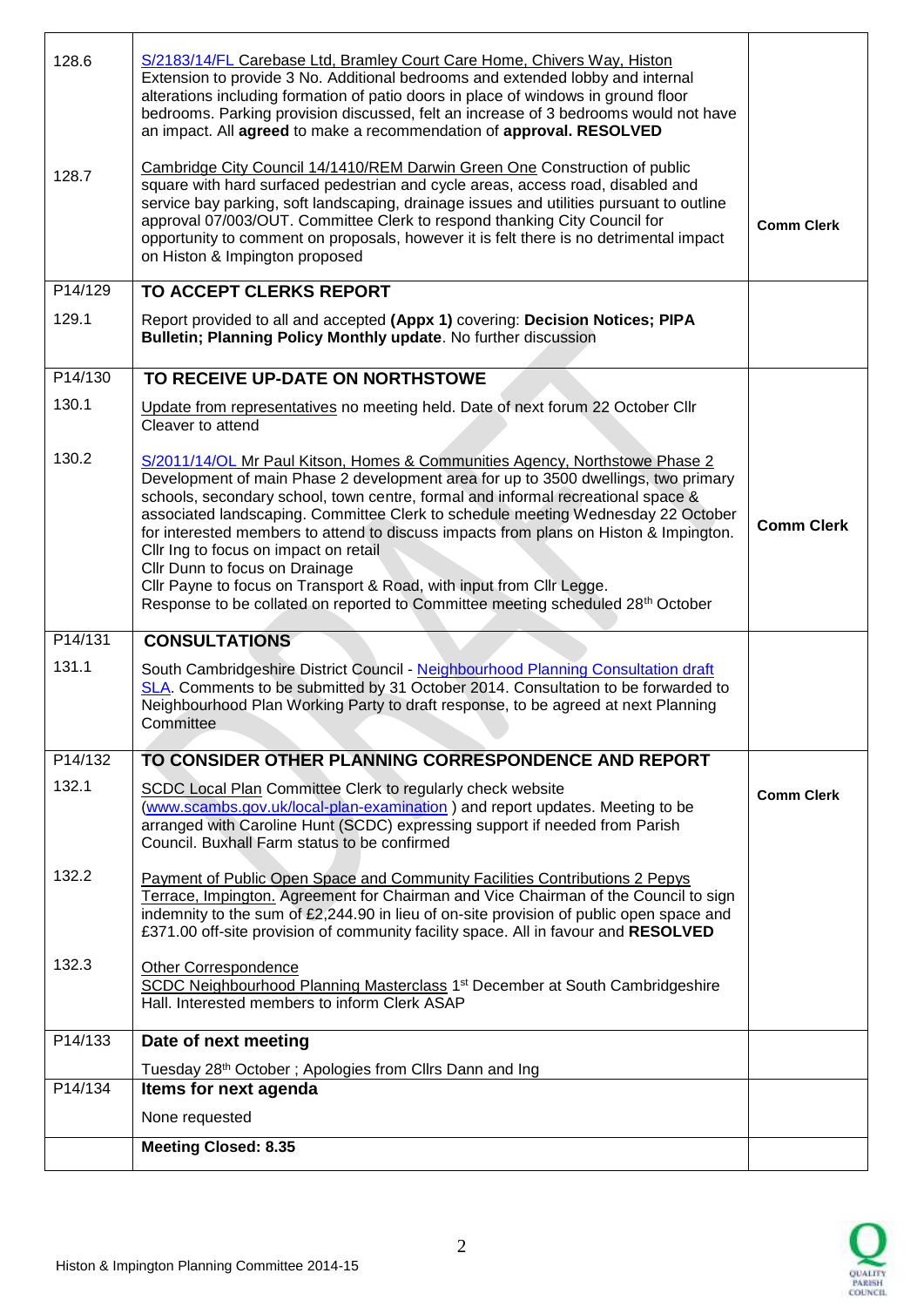| | | |
|---|---|---|
| 128.6 | S/2183/14/FL Carebase Ltd, Bramley Court Care Home, Chivers Way, Histon Extension to provide 3 No. Additional bedrooms and extended lobby and internal alterations including formation of patio doors in place of windows in ground floor bedrooms. Parking provision discussed, felt an increase of 3 bedrooms would not have an impact. All **agreed** to make a recommendation of **approval. RESOLVED** | |
| 128.7 | Cambridge City Council 14/1410/REM Darwin Green One Construction of public square with hard surfaced pedestrian and cycle areas, access road, disabled and service bay parking, soft landscaping, drainage issues and utilities pursuant to outline approval 07/003/OUT. Committee Clerk to respond thanking City Council for opportunity to comment on proposals, however it is felt there is no detrimental impact on Histon & Impington proposed | **Comm Clerk** |
| P14/129 | **TO ACCEPT CLERKS REPORT** | |
| 129.1 | Report provided to all and accepted **(Appx 1)** covering: **Decision Notices; PIPA Bulletin; Planning Policy Monthly update**. No further discussion | |
| P14/130 | **TO RECEIVE UP-DATE ON NORTHSTOWE** | |
| 130.1 | Update from representatives no meeting held. Date of next forum 22 October Cllr Cleaver to attend | |
| 130.2 | S/2011/14/OL Mr Paul Kitson, Homes & Communities Agency, Northstowe Phase 2 Development of main Phase 2 development area for up to 3500 dwellings, two primary schools, secondary school, town centre, formal and informal recreational space & associated landscaping. Committee Clerk to schedule meeting Wednesday 22 October for interested members to attend to discuss impacts from plans on Histon & Impington.<br>Cllr Ing to focus on impact on retail<br>Cllr Dunn to focus on Drainage<br>Cllr Payne to focus on Transport & Road, with input from Cllr Legge.<br>Response to be collated on reported to Committee meeting scheduled 28th October | **Comm Clerk** |
| P14/131 | **CONSULTATIONS** | |
| 131.1 | South Cambridgeshire District Council - Neighbourhood Planning Consultation draft SLA. Comments to be submitted by 31 October 2014. Consultation to be forwarded to Neighbourhood Plan Working Party to draft response, to be agreed at next Planning Committee | |
| P14/132 | **TO CONSIDER OTHER PLANNING CORRESPONDENCE AND REPORT** | |
| 132.1 | SCDC Local Plan Committee Clerk to regularly check website (www.scambs.gov.uk/local-plan-examination ) and report updates. Meeting to be arranged with Caroline Hunt (SCDC) expressing support if needed from Parish Council. Buxhall Farm status to be confirmed | **Comm Clerk** |
| 132.2 | Payment of Public Open Space and Community Facilities Contributions 2 Pepys Terrace, Impington. Agreement for Chairman and Vice Chairman of the Council to sign indemnity to the sum of £2,244.90 in lieu of on-site provision of public open space and £371.00 off-site provision of community facility space. All in favour and **RESOLVED** | |
| 132.3 | Other Correspondence<br>SCDC Neighbourhood Planning Masterclass 1st December at South Cambridgeshire Hall. Interested members to inform Clerk ASAP | |
| P14/133 | **Date of next meeting**<br>Tuesday 28th October ; Apologies from Cllrs Dann and Ing | |
| P14/134 | **Items for next agenda**<br>None requested | |
| | **Meeting Closed: 8.35** | |

Histon & Impington Planning Committee 2014-15